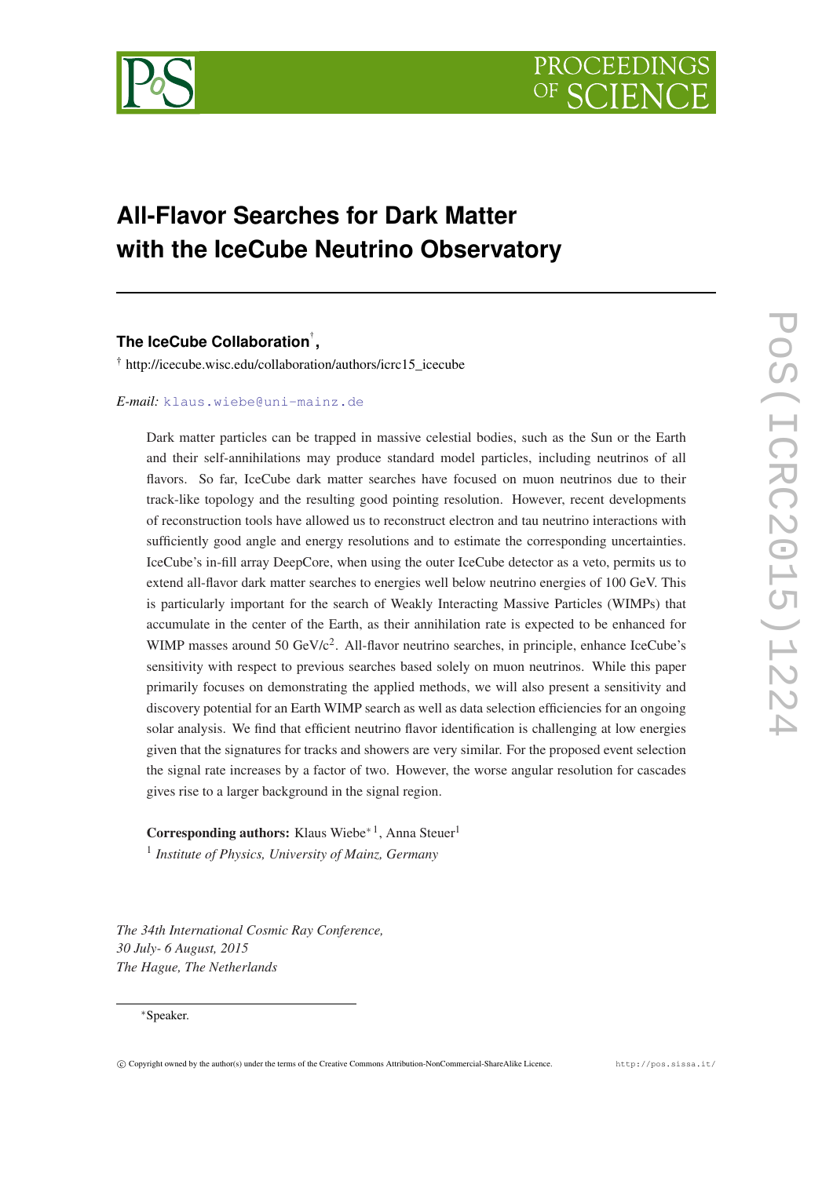# All-Flavor Searches for Dark Matter with the IceCube Neutrino Observatory

**The IceCube Collaboration**[†],

[†] http://icecube.wisc.edu/collaboration/authors/icrc15_icecube

*E-mail:* klaus.wiebe@uni-mainz.de

Dark matter particles can be trapped in massive celestial bodies, such as the Sun or the Earth and their self-annihilations may produce standard model particles, including neutrinos of all flavors. So far, IceCube dark matter searches have focused on muon neutrinos due to their track-like topology and the resulting good pointing resolution. However, recent developments of reconstruction tools have allowed us to reconstruct electron and tau neutrino interactions with sufficiently good angle and energy resolutions and to estimate the corresponding uncertainties. IceCube's in-fill array DeepCore, when using the outer IceCube detector as a veto, permits us to extend all-flavor dark matter searches to energies well below neutrino energies of 100 GeV. This is particularly important for the search of Weakly Interacting Massive Particles (WIMPs) that accumulate in the center of the Earth, as their annihilation rate is expected to be enhanced for WIMP masses around 50 GeV/c$^2$. All-flavor neutrino searches, in principle, enhance IceCube's sensitivity with respect to previous searches based solely on muon neutrinos. While this paper primarily focuses on demonstrating the applied methods, we will also present a sensitivity and discovery potential for an Earth WIMP search as well as data selection efficiencies for an ongoing solar analysis. We find that efficient neutrino flavor identification is challenging at low energies given that the signatures for tracks and showers are very similar. For the proposed event selection the signal rate increases by a factor of two. However, the worse angular resolution for cascades gives rise to a larger background in the signal region.

**Corresponding authors:** Klaus Wiebe[∗1], Anna Steuer[1]

[1] *Institute of Physics, University of Mainz, Germany*

*The 34th International Cosmic Ray Conference,*
*30 July- 6 August, 2015*
*The Hague, The Netherlands*

[∗]Speaker.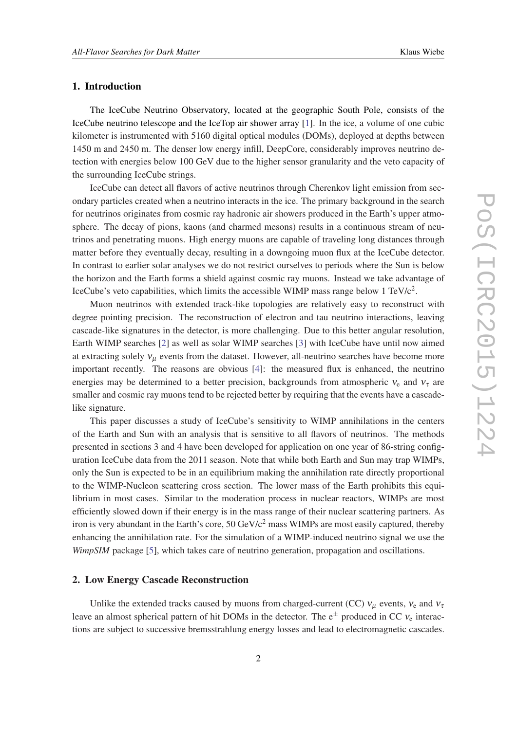## 1. Introduction

The IceCube Neutrino Observatory, located at the geographic South Pole, consists of the IceCube neutrino telescope and the IceTop air shower array [1]. In the ice, a volume of one cubic kilometer is instrumented with 5160 digital optical modules (DOMs), deployed at depths between 1450 m and 2450 m. The denser low energy infill, DeepCore, considerably improves neutrino detection with energies below 100 GeV due to the higher sensor granularity and the veto capacity of the surrounding IceCube strings.

IceCube can detect all flavors of active neutrinos through Cherenkov light emission from secondary particles created when a neutrino interacts in the ice. The primary background in the search for neutrinos originates from cosmic ray hadronic air showers produced in the Earth's upper atmosphere. The decay of pions, kaons (and charmed mesons) results in a continuous stream of neutrinos and penetrating muons. High energy muons are capable of traveling long distances through matter before they eventually decay, resulting in a downgoing muon flux at the IceCube detector. In contrast to earlier solar analyses we do not restrict ourselves to periods where the Sun is below the horizon and the Earth forms a shield against cosmic ray muons. Instead we take advantage of IceCube's veto capabilities, which limits the accessible WIMP mass range below 1 TeV/c$^2$.

Muon neutrinos with extended track-like topologies are relatively easy to reconstruct with degree pointing precision. The reconstruction of electron and tau neutrino interactions, leaving cascade-like signatures in the detector, is more challenging. Due to this better angular resolution, Earth WIMP searches [2] as well as solar WIMP searches [3] with IceCube have until now aimed at extracting solely $\nu_\mu$ events from the dataset. However, all-neutrino searches have become more important recently. The reasons are obvious [4]: the measured flux is enhanced, the neutrino energies may be determined to a better precision, backgrounds from atmospheric $\nu_e$ and $\nu_\tau$ are smaller and cosmic ray muons tend to be rejected better by requiring that the events have a cascade-like signature.

This paper discusses a study of IceCube's sensitivity to WIMP annihilations in the centers of the Earth and Sun with an analysis that is sensitive to all flavors of neutrinos. The methods presented in sections 3 and 4 have been developed for application on one year of 86-string configuration IceCube data from the 2011 season. Note that while both Earth and Sun may trap WIMPs, only the Sun is expected to be in an equilibrium making the annihilation rate directly proportional to the WIMP-Nucleon scattering cross section. The lower mass of the Earth prohibits this equilibrium in most cases. Similar to the moderation process in nuclear reactors, WIMPs are most efficiently slowed down if their energy is in the mass range of their nuclear scattering partners. As iron is very abundant in the Earth's core, 50 GeV/c$^2$ mass WIMPs are most easily captured, thereby enhancing the annihilation rate. For the simulation of a WIMP-induced neutrino signal we use the *WimpSIM* package [5], which takes care of neutrino generation, propagation and oscillations.

## 2. Low Energy Cascade Reconstruction

Unlike the extended tracks caused by muons from charged-current (CC) $\nu_\mu$ events, $\nu_e$ and $\nu_\tau$ leave an almost spherical pattern of hit DOMs in the detector. The $e^\pm$ produced in CC $\nu_e$ interactions are subject to successive bremsstrahlung energy losses and lead to electromagnetic cascades.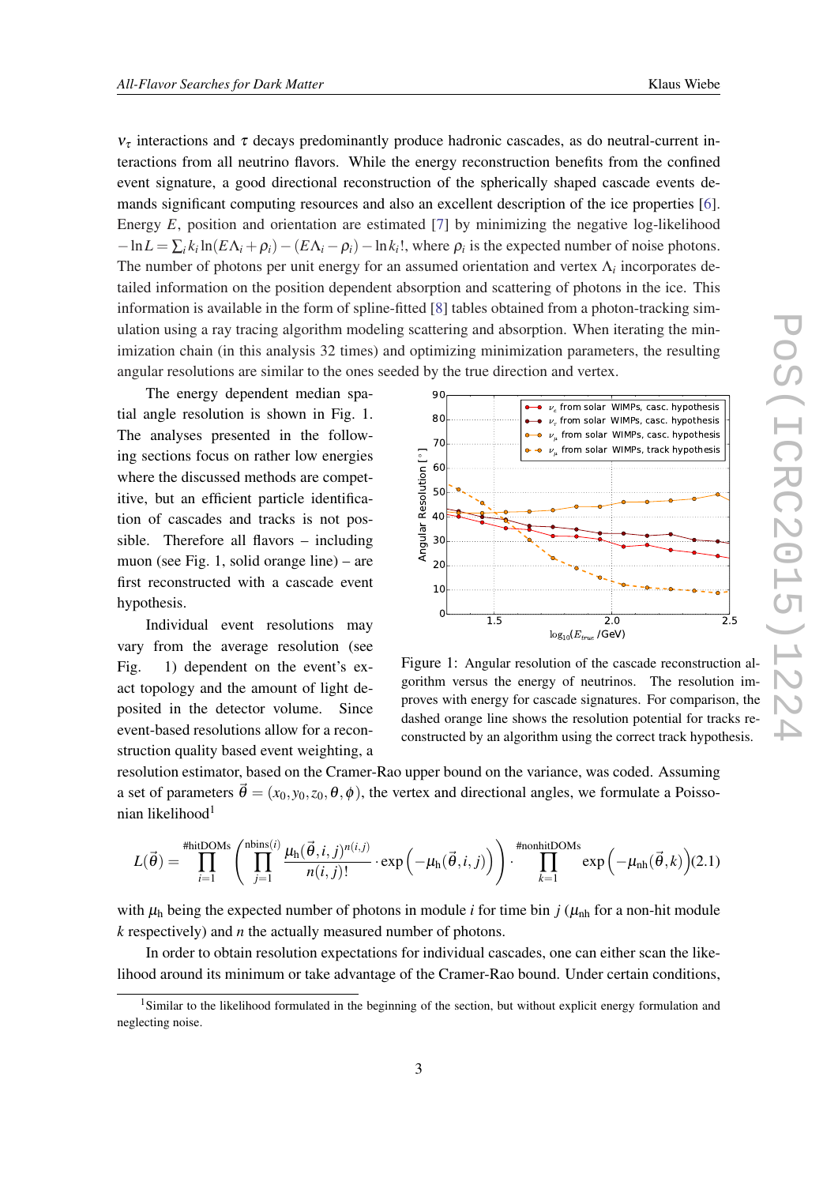$\nu_\tau$ interactions and $\tau$ decays predominantly produce hadronic cascades, as do neutral-current interactions from all neutrino flavors. While the energy reconstruction benefits from the confined event signature, a good directional reconstruction of the spherically shaped cascade events demands significant computing resources and also an excellent description of the ice properties [6]. Energy $E$, position and orientation are estimated [7] by minimizing the negative log-likelihood $-\ln L = \sum_i k_i \ln(E\Lambda_i + \rho_i) - (E\Lambda_i - \rho_i) - \ln k_i!$, where $\rho_i$ is the expected number of noise photons. The number of photons per unit energy for an assumed orientation and vertex $\Lambda_i$ incorporates detailed information on the position dependent absorption and scattering of photons in the ice. This information is available in the form of spline-fitted [8] tables obtained from a photon-tracking simulation using a ray tracing algorithm modeling scattering and absorption. When iterating the minimization chain (in this analysis 32 times) and optimizing minimization parameters, the resulting angular resolutions are similar to the ones seeded by the true direction and vertex.

The energy dependent median spatial angle resolution is shown in Fig. 1. The analyses presented in the following sections focus on rather low energies where the discussed methods are competitive, but an efficient particle identification of cascades and tracks is not possible. Therefore all flavors – including muon (see Fig. 1, solid orange line) – are first reconstructed with a cascade event hypothesis.

Figure 1: Angular resolution of the cascade reconstruction algorithm versus the energy of neutrinos. The resolution improves with energy for cascade signatures. For comparison, the dashed orange line shows the resolution potential for tracks reconstructed by an algorithm using the correct track hypothesis.

Individual event resolutions may vary from the average resolution (see Fig. 1) dependent on the event's exact topology and the amount of light deposited in the detector volume. Since event-based resolutions allow for a reconstruction quality based event weighting, a resolution estimator, based on the Cramer-Rao upper bound on the variance, was coded. Assuming a set of parameters $\vec{\theta} = (x_0, y_0, z_0, \theta, \phi)$, the vertex and directional angles, we formulate a Poissonian likelihood[1]

$$L(\vec{\theta}) = \prod_{i=1}^{\#\text{hitDOMs}} \left( \prod_{j=1}^{\text{nbins}(i)} \frac{\mu_\text{h}(\vec{\theta}, i, j)^{n(i,j)}}{n(i,j)!} \cdot \exp\left(-\mu_\text{h}(\vec{\theta}, i, j)\right) \right) \cdot \prod_{k=1}^{\#\text{nonhitDOMs}} \exp\left(-\mu_\text{nh}(\vec{\theta}, k)\right) \tag{2.1}$$

with $\mu_\text{h}$ being the expected number of photons in module $i$ for time bin $j$ ($\mu_\text{nh}$ for a non-hit module $k$ respectively) and $n$ the actually measured number of photons.

In order to obtain resolution expectations for individual cascades, one can either scan the likelihood around its minimum or take advantage of the Cramer-Rao bound. Under certain conditions,

[1] Similar to the likelihood formulated in the beginning of the section, but without explicit energy formulation and neglecting noise.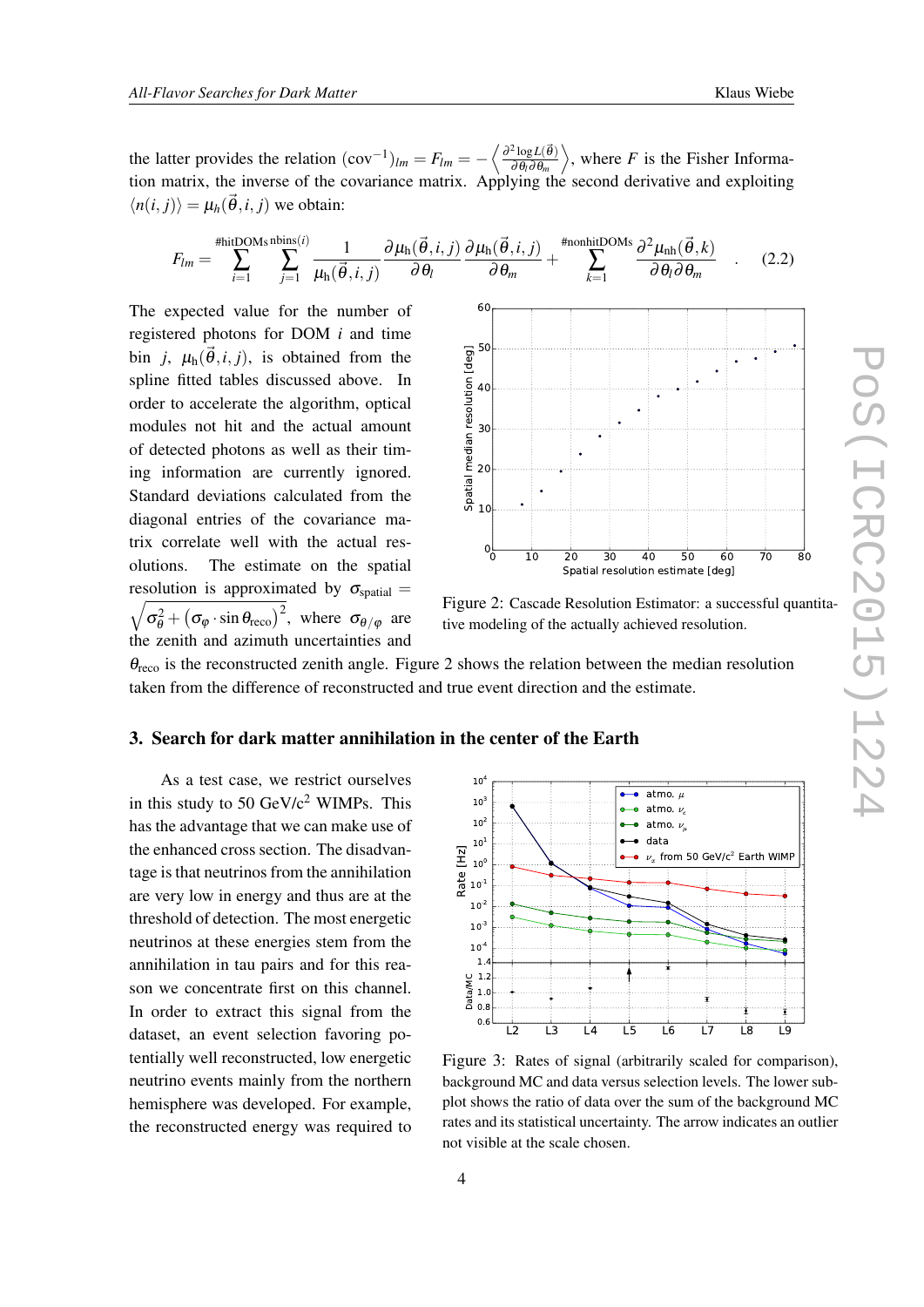the latter provides the relation $(\mathrm{cov}^{-1})_{lm} = F_{lm} = -\left\langle \frac{\partial^2 \log L(\vec{\theta})}{\partial \theta_l \partial \theta_m} \right\rangle$, where $F$ is the Fisher Information matrix, the inverse of the covariance matrix. Applying the second derivative and exploiting $\langle n(i,j) \rangle = \mu_h(\vec{\theta},i,j)$ we obtain:

$$F_{lm} = \sum_{i=1}^{\#\mathrm{hitDOMs}} \sum_{j=1}^{\mathrm{nbins}(i)} \frac{1}{\mu_{\mathrm{h}}(\vec{\theta},i,j)} \frac{\partial \mu_{\mathrm{h}}(\vec{\theta},i,j)}{\partial \theta_l} \frac{\partial \mu_{\mathrm{h}}(\vec{\theta},i,j)}{\partial \theta_m} + \sum_{k=1}^{\#\mathrm{nonhitDOMs}} \frac{\partial^2 \mu_{\mathrm{nh}}(\vec{\theta},k)}{\partial \theta_l \partial \theta_m} \quad . \tag{2.2}$$

The expected value for the number of registered photons for DOM $i$ and time bin $j$, $\mu_{\mathrm{h}}(\vec{\theta},i,j)$, is obtained from the spline fitted tables discussed above. In order to accelerate the algorithm, optical modules not hit and the actual amount of detected photons as well as their timing information are currently ignored. Standard deviations calculated from the diagonal entries of the covariance matrix correlate well with the actual resolutions. The estimate on the spatial resolution is approximated by $\sigma_{\mathrm{spatial}} = \sqrt{\sigma_\theta^2 + \left(\sigma_\varphi \cdot \sin \theta_{\mathrm{reco}}\right)^2}$, where $\sigma_{\theta/\varphi}$ are the zenith and azimuth uncertainties and $\theta_{\mathrm{reco}}$ is the reconstructed zenith angle. Figure 2 shows the relation between the median resolution taken from the difference of reconstructed and true event direction and the estimate.

Figure 2: Cascade Resolution Estimator: a successful quantitative modeling of the actually achieved resolution.

## 3. Search for dark matter annihilation in the center of the Earth

As a test case, we restrict ourselves in this study to 50 GeV/c$^2$ WIMPs. This has the advantage that we can make use of the enhanced cross section. The disadvantage is that neutrinos from the annihilation are very low in energy and thus are at the threshold of detection. The most energetic neutrinos at these energies stem from the annihilation in tau pairs and for this reason we concentrate first on this channel. In order to extract this signal from the dataset, an event selection favoring potentially well reconstructed, low energetic neutrino events mainly from the northern hemisphere was developed. For example, the reconstructed energy was required to

Figure 3: Rates of signal (arbitrarily scaled for comparison), background MC and data versus selection levels. The lower subplot shows the ratio of data over the sum of the background MC rates and its statistical uncertainty. The arrow indicates an outlier not visible at the scale chosen.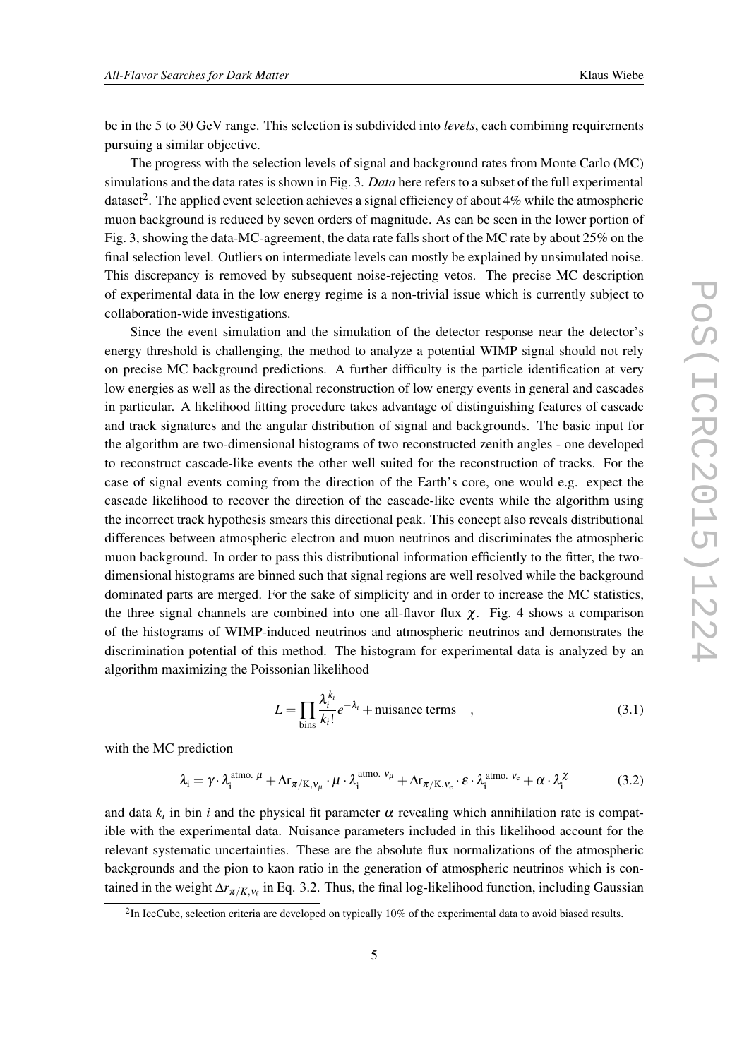be in the 5 to 30 GeV range. This selection is subdivided into *levels*, each combining requirements pursuing a similar objective.

The progress with the selection levels of signal and background rates from Monte Carlo (MC) simulations and the data rates is shown in Fig. 3. *Data* here refers to a subset of the full experimental dataset[2]. The applied event selection achieves a signal efficiency of about 4% while the atmospheric muon background is reduced by seven orders of magnitude. As can be seen in the lower portion of Fig. 3, showing the data-MC-agreement, the data rate falls short of the MC rate by about 25% on the final selection level. Outliers on intermediate levels can mostly be explained by unsimulated noise. This discrepancy is removed by subsequent noise-rejecting vetos. The precise MC description of experimental data in the low energy regime is a non-trivial issue which is currently subject to collaboration-wide investigations.

Since the event simulation and the simulation of the detector response near the detector's energy threshold is challenging, the method to analyze a potential WIMP signal should not rely on precise MC background predictions. A further difficulty is the particle identification at very low energies as well as the directional reconstruction of low energy events in general and cascades in particular. A likelihood fitting procedure takes advantage of distinguishing features of cascade and track signatures and the angular distribution of signal and backgrounds. The basic input for the algorithm are two-dimensional histograms of two reconstructed zenith angles - one developed to reconstruct cascade-like events the other well suited for the reconstruction of tracks. For the case of signal events coming from the direction of the Earth's core, one would e.g. expect the cascade likelihood to recover the direction of the cascade-like events while the algorithm using the incorrect track hypothesis smears this directional peak. This concept also reveals distributional differences between atmospheric electron and muon neutrinos and discriminates the atmospheric muon background. In order to pass this distributional information efficiently to the fitter, the two-dimensional histograms are binned such that signal regions are well resolved while the background dominated parts are merged. For the sake of simplicity and in order to increase the MC statistics, the three signal channels are combined into one all-flavor flux $\chi$. Fig. 4 shows a comparison of the histograms of WIMP-induced neutrinos and atmospheric neutrinos and demonstrates the discrimination potential of this method. The histogram for experimental data is analyzed by an algorithm maximizing the Poissonian likelihood

$$L = \prod_{\text{bins}} \frac{\lambda_i^{k_i}}{k_i!} e^{-\lambda_i} + \text{nuisance terms} \quad , \tag{3.1}$$

with the MC prediction

$$\lambda_{\text{i}} = \gamma \cdot \lambda_{\text{i}}^{\text{atmo. } \mu} + \Delta \text{r}_{\pi/\text{K},\nu_\mu} \cdot \mu \cdot \lambda_{\text{i}}^{\text{atmo. } \nu_\mu} + \Delta \text{r}_{\pi/\text{K},\nu_e} \cdot \varepsilon \cdot \lambda_{\text{i}}^{\text{atmo. } \nu_e} + \alpha \cdot \lambda_{\text{i}}^{\chi} \tag{3.2}$$

and data $k_i$ in bin $i$ and the physical fit parameter $\alpha$ revealing which annihilation rate is compatible with the experimental data. Nuisance parameters included in this likelihood account for the relevant systematic uncertainties. These are the absolute flux normalizations of the atmospheric backgrounds and the pion to kaon ratio in the generation of atmospheric neutrinos which is contained in the weight $\Delta r_{\pi/K,\nu_\ell}$ in Eq. 3.2. Thus, the final log-likelihood function, including Gaussian

[2] In IceCube, selection criteria are developed on typically 10% of the experimental data to avoid biased results.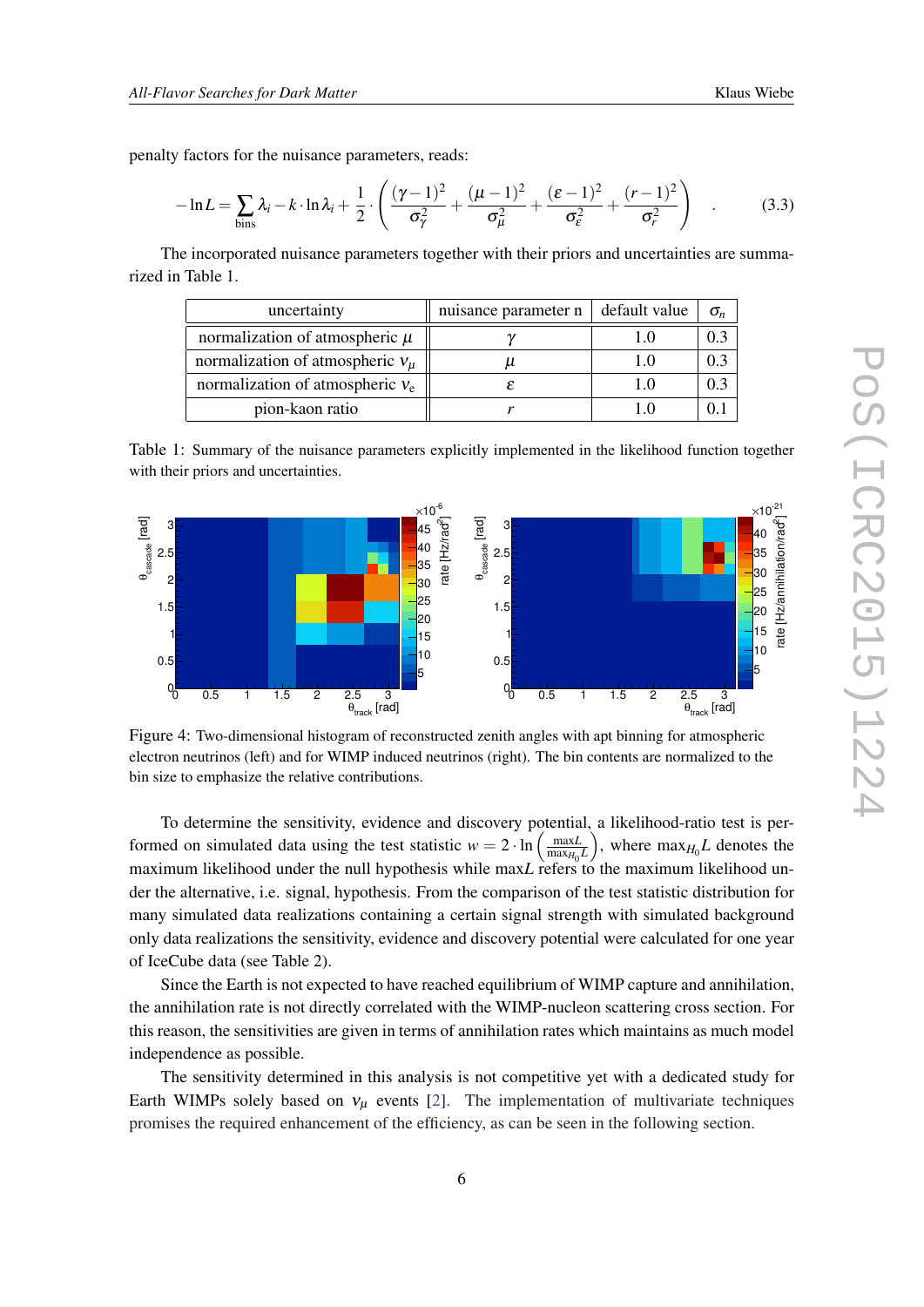penalty factors for the nuisance parameters, reads:

$$-\ln L = \sum_{\text{bins}} \lambda_i - k \cdot \ln \lambda_i + \frac{1}{2} \cdot \left( \frac{(\gamma-1)^2}{\sigma_\gamma^2} + \frac{(\mu-1)^2}{\sigma_\mu^2} + \frac{(\varepsilon-1)^2}{\sigma_\varepsilon^2} + \frac{(r-1)^2}{\sigma_r^2} \right) \quad . \tag{3.3}$$

The incorporated nuisance parameters together with their priors and uncertainties are summarized in Table 1.

| uncertainty | nuisance parameter n | default value | $\sigma_n$ |
|---|---|---|---|
| normalization of atmospheric $\mu$ | $\gamma$ | 1.0 | 0.3 |
| normalization of atmospheric $\nu_\mu$ | $\mu$ | 1.0 | 0.3 |
| normalization of atmospheric $\nu_e$ | $\varepsilon$ | 1.0 | 0.3 |
| pion-kaon ratio | $r$ | 1.0 | 0.1 |

Table 1: Summary of the nuisance parameters explicitly implemented in the likelihood function together with their priors and uncertainties.

Figure 4: Two-dimensional histogram of reconstructed zenith angles with apt binning for atmospheric electron neutrinos (left) and for WIMP induced neutrinos (right). The bin contents are normalized to the bin size to emphasize the relative contributions.

To determine the sensitivity, evidence and discovery potential, a likelihood-ratio test is performed on simulated data using the test statistic $w = 2 \cdot \ln \left( \frac{\max L}{\max_{H_0} L} \right)$, where $\max_{H_0} L$ denotes the maximum likelihood under the null hypothesis while $\max L$ refers to the maximum likelihood under the alternative, i.e. signal, hypothesis. From the comparison of the test statistic distribution for many simulated data realizations containing a certain signal strength with simulated background only data realizations the sensitivity, evidence and discovery potential were calculated for one year of IceCube data (see Table 2).

Since the Earth is not expected to have reached equilibrium of WIMP capture and annihilation, the annihilation rate is not directly correlated with the WIMP-nucleon scattering cross section. For this reason, the sensitivities are given in terms of annihilation rates which maintains as much model independence as possible.

The sensitivity determined in this analysis is not competitive yet with a dedicated study for Earth WIMPs solely based on $\nu_\mu$ events [2]. The implementation of multivariate techniques promises the required enhancement of the efficiency, as can be seen in the following section.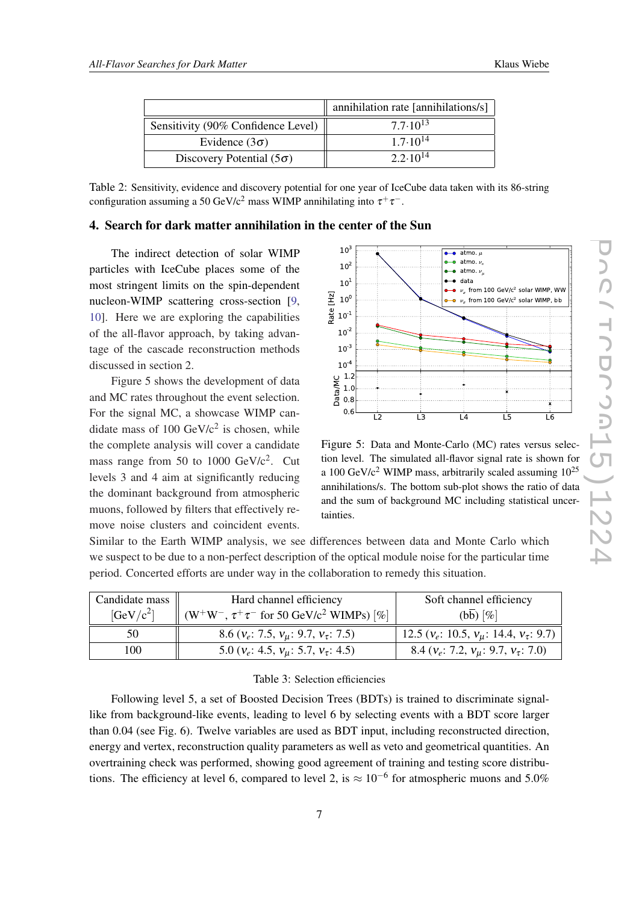| | annihilation rate [annihilations/s] |
|---|---|
| Sensitivity (90% Confidence Level) | $7.7 \cdot 10^{13}$ |
| Evidence ($3\sigma$) | $1.7 \cdot 10^{14}$ |
| Discovery Potential ($5\sigma$) | $2.2 \cdot 10^{14}$ |

Table 2: Sensitivity, evidence and discovery potential for one year of IceCube data taken with its 86-string configuration assuming a 50 GeV/c$^2$ mass WIMP annihilating into $\tau^+\tau^-$.

## 4. Search for dark matter annihilation in the center of the Sun

The indirect detection of solar WIMP particles with IceCube places some of the most stringent limits on the spin-dependent nucleon-WIMP scattering cross-section [9, 10]. Here we are exploring the capabilities of the all-flavor approach, by taking advantage of the cascade reconstruction methods discussed in section 2.

Figure 5 shows the development of data and MC rates throughout the event selection. For the signal MC, a showcase WIMP candidate mass of 100 GeV/c$^2$ is chosen, while the complete analysis will cover a candidate mass range from 50 to 1000 GeV/c$^2$. Cut levels 3 and 4 aim at significantly reducing the dominant background from atmospheric muons, followed by filters that effectively remove noise clusters and coincident events. Similar to the Earth WIMP analysis, we see differences between data and Monte Carlo which we suspect to be due to a non-perfect description of the optical module noise for the particular time period. Concerted efforts are under way in the collaboration to remedy this situation.

Figure 5: Data and Monte-Carlo (MC) rates versus selection level. The simulated all-flavor signal rate is shown for a 100 GeV/c$^2$ WIMP mass, arbitrarily scaled assuming $10^{25}$ annihilations/s. The bottom sub-plot shows the ratio of data and the sum of background MC including statistical uncertainties.

| Candidate mass [GeV/c$^2$] | Hard channel efficiency ($W^+W^-$, $\tau^+\tau^-$ for 50 GeV/c$^2$ WIMPs) [%] | Soft channel efficiency ($b\bar{b}$) [%] |
|---|---|---|
| 50 | 8.6 ($\nu_e$: 7.5, $\nu_\mu$: 9.7, $\nu_\tau$: 7.5) | 12.5 ($\nu_e$: 10.5, $\nu_\mu$: 14.4, $\nu_\tau$: 9.7) |
| 100 | 5.0 ($\nu_e$: 4.5, $\nu_\mu$: 5.7, $\nu_\tau$: 4.5) | 8.4 ($\nu_e$: 7.2, $\nu_\mu$: 9.7, $\nu_\tau$: 7.0) |

Table 3: Selection efficiencies

Following level 5, a set of Boosted Decision Trees (BDTs) is trained to discriminate signal-like from background-like events, leading to level 6 by selecting events with a BDT score larger than 0.04 (see Fig. 6). Twelve variables are used as BDT input, including reconstructed direction, energy and vertex, reconstruction quality parameters as well as veto and geometrical quantities. An overtraining check was performed, showing good agreement of training and testing score distributions. The efficiency at level 6, compared to level 2, is $\approx 10^{-6}$ for atmospheric muons and 5.0%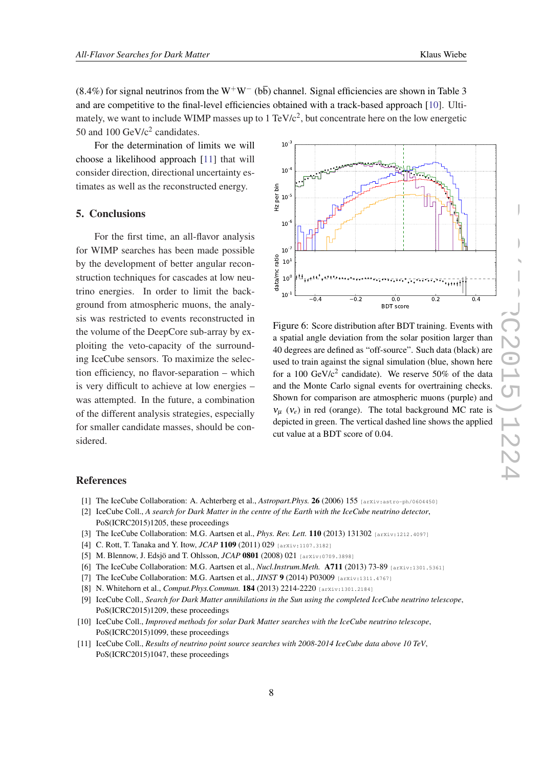(8.4%) for signal neutrinos from the $W^+W^-$ ($b\bar{b}$) channel. Signal efficiencies are shown in Table 3 and are competitive to the final-level efficiencies obtained with a track-based approach [10]. Ultimately, we want to include WIMP masses up to 1 TeV/c$^2$, but concentrate here on the low energetic 50 and 100 GeV/c$^2$ candidates.

For the determination of limits we will choose a likelihood approach [11] that will consider direction, directional uncertainty estimates as well as the reconstructed energy.

## 5. Conclusions

For the first time, an all-flavor analysis for WIMP searches has been made possible by the development of better angular reconstruction techniques for cascades at low neutrino energies. In order to limit the background from atmospheric muons, the analysis was restricted to events reconstructed in the volume of the DeepCore sub-array by exploiting the veto-capacity of the surrounding IceCube sensors. To maximize the selection efficiency, no flavor-separation – which is very difficult to achieve at low energies – was attempted. In the future, a combination of the different analysis strategies, especially for smaller candidate masses, should be considered.

Hz per bin
$10^{-3}$
$10^{-4}$
$10^{-5}$
$10^{-6}$
$10^{-7}$
data/mc ratio
$10^{1}$
$10^{0}$
$10^{-1}$
−0.4
−0.2
0.0
0.2
0.4
BDT score

Figure 6: Score distribution after BDT training. Events with a spatial angle deviation from the solar position larger than 40 degrees are defined as "off-source". Such data (black) are used to train against the signal simulation (blue, shown here for a 100 GeV/c$^2$ candidate). We reserve 50% of the data and the Monte Carlo signal events for overtraining checks. Shown for comparison are atmospheric muons (purple) and $\nu_\mu$ ($\nu_e$) in red (orange). The total background MC rate is depicted in green. The vertical dashed line shows the applied cut value at a BDT score of 0.04.

## References

[1] The IceCube Collaboration: A. Achterberg et al., *Astropart.Phys.* **26** (2006) 155 [arXiv:astro-ph/0604450]

[2] IceCube Coll., *A search for Dark Matter in the centre of the Earth with the IceCube neutrino detector*, PoS(ICRC2015)1205, these proceedings

[3] The IceCube Collaboration: M.G. Aartsen et al., *Phys. Rev. Lett.* **110** (2013) 131302 [arXiv:1212.4097]

[4] C. Rott, T. Tanaka and Y. Itow, *JCAP* **1109** (2011) 029 [arXiv:1107.3182]

[5] M. Blennow, J. Edsjö and T. Ohlsson, *JCAP* **0801** (2008) 021 [arXiv:0709.3898]

[6] The IceCube Collaboration: M.G. Aartsen et al., *Nucl.Instrum.Meth.* **A711** (2013) 73-89 [arXiv:1301.5361]

[7] The IceCube Collaboration: M.G. Aartsen et al., *JINST* **9** (2014) P03009 [arXiv:1311.4767]

[8] N. Whitehorn et al., *Comput.Phys.Commun.* **184** (2013) 2214-2220 [arXiv:1301.2184]

[9] IceCube Coll., *Search for Dark Matter annihilations in the Sun using the completed IceCube neutrino telescope*, PoS(ICRC2015)1209, these proceedings

[10] IceCube Coll., *Improved methods for solar Dark Matter searches with the IceCube neutrino telescope*, PoS(ICRC2015)1099, these proceedings

[11] IceCube Coll., *Results of neutrino point source searches with 2008-2014 IceCube data above 10 TeV*, PoS(ICRC2015)1047, these proceedings